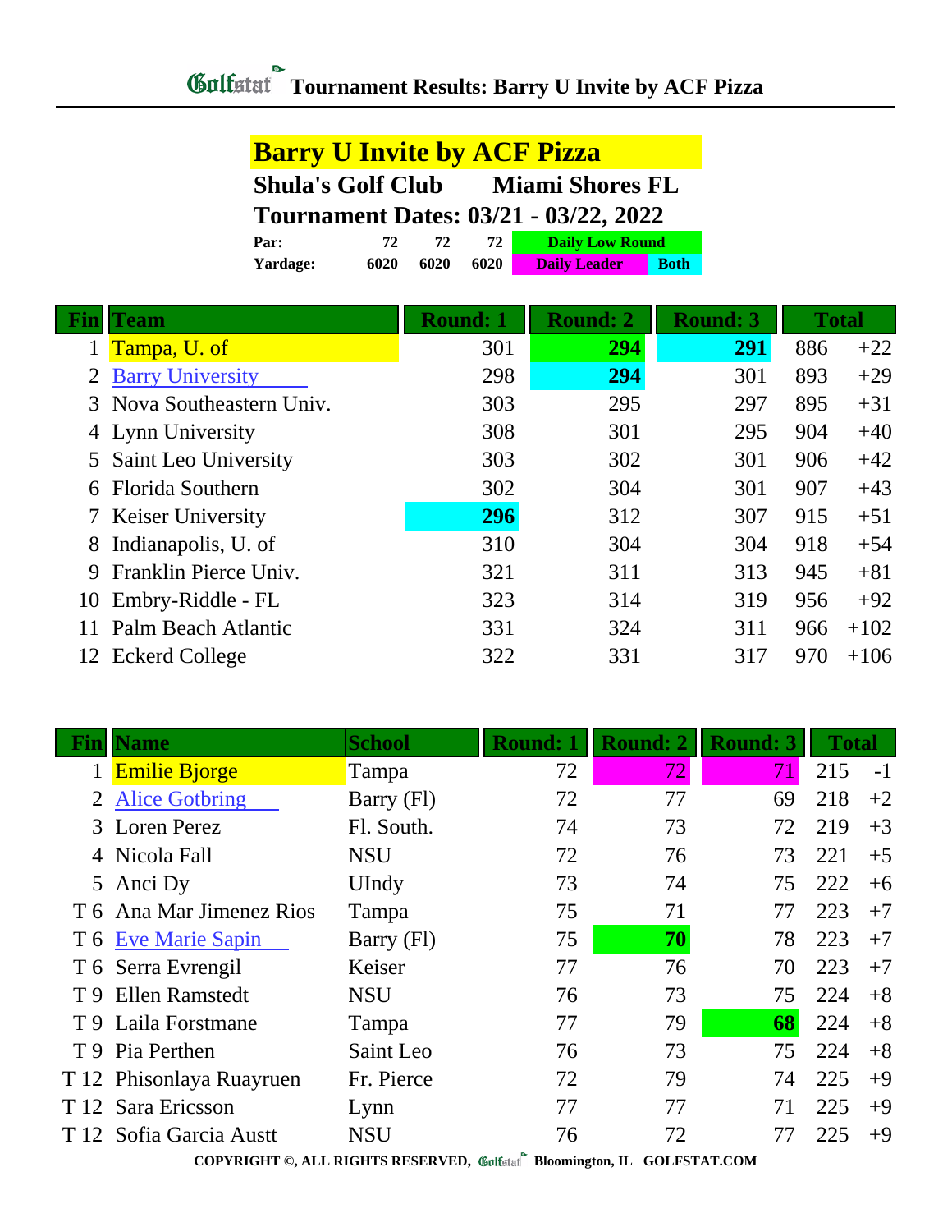# Tournament Results: Barry U Invite by ACF Pizza

## Barry U Invite by ACF Pizza

**Shula's Golf Club    Miami Shores FL**

**Tournament Dates: 03/21 - 03/22, 2022**

| | | | | |
|---|---|---|---|---|
| **Par:** | **72** | **72** | **72** | **Daily Low Round** |
| **Yardage:** | **6020** | **6020** | **6020** | **Daily Leader** / **Both** |

| Fin | Team | Round: 1 | Round: 2 | Round: 3 | Total | |
|---|---|---|---|---|---|---|
| 1 | Tampa, U. of | 301 | **294** | **291** | 886 | +22 |
| 2 | Barry University | 298 | **294** | 301 | 893 | +29 |
| 3 | Nova Southeastern Univ. | 303 | 295 | 297 | 895 | +31 |
| 4 | Lynn University | 308 | 301 | 295 | 904 | +40 |
| 5 | Saint Leo University | 303 | 302 | 301 | 906 | +42 |
| 6 | Florida Southern | 302 | 304 | 301 | 907 | +43 |
| 7 | Keiser University | **296** | 312 | 307 | 915 | +51 |
| 8 | Indianapolis, U. of | 310 | 304 | 304 | 918 | +54 |
| 9 | Franklin Pierce Univ. | 321 | 311 | 313 | 945 | +81 |
| 10 | Embry-Riddle - FL | 323 | 314 | 319 | 956 | +92 |
| 11 | Palm Beach Atlantic | 331 | 324 | 311 | 966 | +102 |
| 12 | Eckerd College | 322 | 331 | 317 | 970 | +106 |

| Fin | Name | School | Round: 1 | Round: 2 | Round: 3 | Total | |
|---|---|---|---|---|---|---|---|
| 1 | Emilie Bjorge | Tampa | 72 | 72 | 71 | 215 | -1 |
| 2 | Alice Gotbring | Barry (Fl) | 72 | 77 | 69 | 218 | +2 |
| 3 | Loren Perez | Fl. South. | 74 | 73 | 72 | 219 | +3 |
| 4 | Nicola Fall | NSU | 72 | 76 | 73 | 221 | +5 |
| 5 | Anci Dy | UIndy | 73 | 74 | 75 | 222 | +6 |
| T 6 | Ana Mar Jimenez Rios | Tampa | 75 | 71 | 77 | 223 | +7 |
| T 6 | Eve Marie Sapin | Barry (Fl) | 75 | **70** | 78 | 223 | +7 |
| T 6 | Serra Evrengil | Keiser | 77 | 76 | 70 | 223 | +7 |
| T 9 | Ellen Ramstedt | NSU | 76 | 73 | 75 | 224 | +8 |
| T 9 | Laila Forstmane | Tampa | 77 | 79 | **68** | 224 | +8 |
| T 9 | Pia Perthen | Saint Leo | 76 | 73 | 75 | 224 | +8 |
| T 12 | Phisonlaya Ruayruen | Fr. Pierce | 72 | 79 | 74 | 225 | +9 |
| T 12 | Sara Ericsson | Lynn | 77 | 77 | 71 | 225 | +9 |
| T 12 | Sofia Garcia Austt | NSU | 76 | 72 | 77 | 225 | +9 |

COPYRIGHT ©, ALL RIGHTS RESERVED, Golfstat Bloomington, IL GOLFSTAT.COM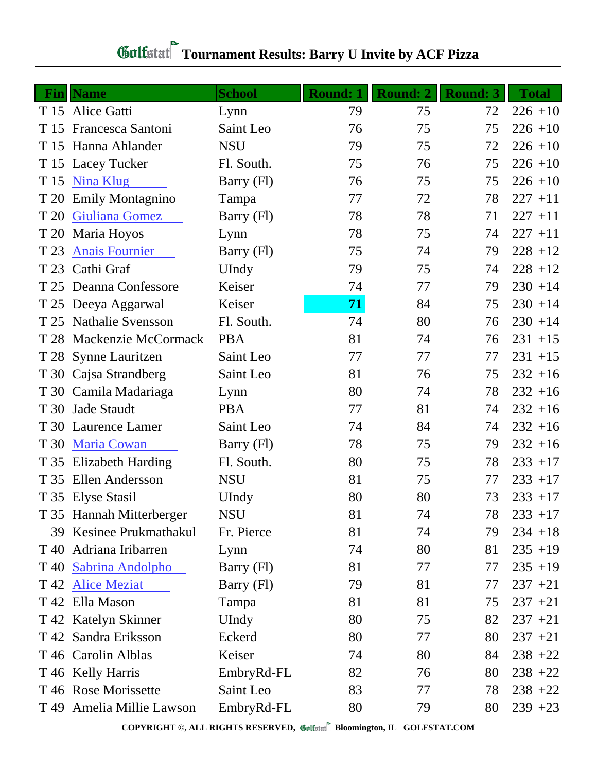# Golfstat Tournament Results: Barry U Invite by ACF Pizza

| Fin | Name | School | Round: 1 | Round: 2 | Round: 3 | Total | |
|---|---|---|---|---|---|---|---|
| T 15 | Alice Gatti | Lynn | 79 | 75 | 72 | 226 | +10 |
| T 15 | Francesca Santoni | Saint Leo | 76 | 75 | 75 | 226 | +10 |
| T 15 | Hanna Ahlander | NSU | 79 | 75 | 72 | 226 | +10 |
| T 15 | Lacey Tucker | Fl. South. | 75 | 76 | 75 | 226 | +10 |
| T 15 | Nina Klug | Barry (Fl) | 76 | 75 | 75 | 226 | +10 |
| T 20 | Emily Montagnino | Tampa | 77 | 72 | 78 | 227 | +11 |
| T 20 | Giuliana Gomez | Barry (Fl) | 78 | 78 | 71 | 227 | +11 |
| T 20 | Maria Hoyos | Lynn | 78 | 75 | 74 | 227 | +11 |
| T 23 | Anais Fournier | Barry (Fl) | 75 | 74 | 79 | 228 | +12 |
| T 23 | Cathi Graf | UIndy | 79 | 75 | 74 | 228 | +12 |
| T 25 | Deanna Confessore | Keiser | 74 | 77 | 79 | 230 | +14 |
| T 25 | Deeya Aggarwal | Keiser | **71** | 84 | 75 | 230 | +14 |
| T 25 | Nathalie Svensson | Fl. South. | 74 | 80 | 76 | 230 | +14 |
| T 28 | Mackenzie McCormack | PBA | 81 | 74 | 76 | 231 | +15 |
| T 28 | Synne Lauritzen | Saint Leo | 77 | 77 | 77 | 231 | +15 |
| T 30 | Cajsa Strandberg | Saint Leo | 81 | 76 | 75 | 232 | +16 |
| T 30 | Camila Madariaga | Lynn | 80 | 74 | 78 | 232 | +16 |
| T 30 | Jade Staudt | PBA | 77 | 81 | 74 | 232 | +16 |
| T 30 | Laurence Lamer | Saint Leo | 74 | 84 | 74 | 232 | +16 |
| T 30 | Maria Cowan | Barry (Fl) | 78 | 75 | 79 | 232 | +16 |
| T 35 | Elizabeth Harding | Fl. South. | 80 | 75 | 78 | 233 | +17 |
| T 35 | Ellen Andersson | NSU | 81 | 75 | 77 | 233 | +17 |
| T 35 | Elyse Stasil | UIndy | 80 | 80 | 73 | 233 | +17 |
| T 35 | Hannah Mitterberger | NSU | 81 | 74 | 78 | 233 | +17 |
| 39 | Kesinee Prukmathakul | Fr. Pierce | 81 | 74 | 79 | 234 | +18 |
| T 40 | Adriana Iribarren | Lynn | 74 | 80 | 81 | 235 | +19 |
| T 40 | Sabrina Andolpho | Barry (Fl) | 81 | 77 | 77 | 235 | +19 |
| T 42 | Alice Meziat | Barry (Fl) | 79 | 81 | 77 | 237 | +21 |
| T 42 | Ella Mason | Tampa | 81 | 81 | 75 | 237 | +21 |
| T 42 | Katelyn Skinner | UIndy | 80 | 75 | 82 | 237 | +21 |
| T 42 | Sandra Eriksson | Eckerd | 80 | 77 | 80 | 237 | +21 |
| T 46 | Carolin Alblas | Keiser | 74 | 80 | 84 | 238 | +22 |
| T 46 | Kelly Harris | EmbryRd-FL | 82 | 76 | 80 | 238 | +22 |
| T 46 | Rose Morissette | Saint Leo | 83 | 77 | 78 | 238 | +22 |
| T 49 | Amelia Millie Lawson | EmbryRd-FL | 80 | 79 | 80 | 239 | +23 |

COPYRIGHT ©, ALL RIGHTS RESERVED, Golfstat Bloomington, IL GOLFSTAT.COM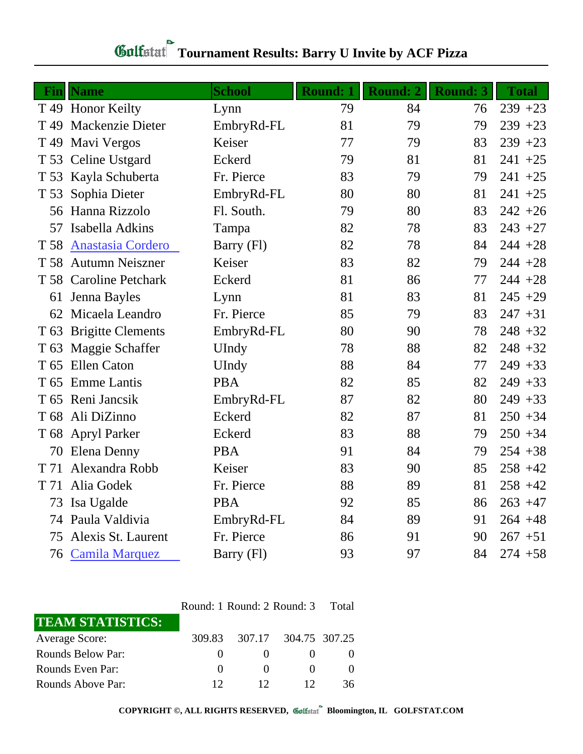# Golfstat Tournament Results: Barry U Invite by ACF Pizza

| Fin | Name | School | Round: 1 | Round: 2 | Round: 3 | Total | |
|---|---|---|---|---|---|---|---|
| T 49 | Honor Keilty | Lynn | 79 | 84 | 76 | 239 | +23 |
| T 49 | Mackenzie Dieter | EmbryRd-FL | 81 | 79 | 79 | 239 | +23 |
| T 49 | Mavi Vergos | Keiser | 77 | 79 | 83 | 239 | +23 |
| T 53 | Celine Ustgard | Eckerd | 79 | 81 | 81 | 241 | +25 |
| T 53 | Kayla Schuberta | Fr. Pierce | 83 | 79 | 79 | 241 | +25 |
| T 53 | Sophia Dieter | EmbryRd-FL | 80 | 80 | 81 | 241 | +25 |
| 56 | Hanna Rizzolo | Fl. South. | 79 | 80 | 83 | 242 | +26 |
| 57 | Isabella Adkins | Tampa | 82 | 78 | 83 | 243 | +27 |
| T 58 | Anastasia Cordero | Barry (Fl) | 82 | 78 | 84 | 244 | +28 |
| T 58 | Autumn Neiszner | Keiser | 83 | 82 | 79 | 244 | +28 |
| T 58 | Caroline Petchark | Eckerd | 81 | 86 | 77 | 244 | +28 |
| 61 | Jenna Bayles | Lynn | 81 | 83 | 81 | 245 | +29 |
| 62 | Micaela Leandro | Fr. Pierce | 85 | 79 | 83 | 247 | +31 |
| T 63 | Brigitte Clements | EmbryRd-FL | 80 | 90 | 78 | 248 | +32 |
| T 63 | Maggie Schaffer | UIndy | 78 | 88 | 82 | 248 | +32 |
| T 65 | Ellen Caton | UIndy | 88 | 84 | 77 | 249 | +33 |
| T 65 | Emme Lantis | PBA | 82 | 85 | 82 | 249 | +33 |
| T 65 | Reni Jancsik | EmbryRd-FL | 87 | 82 | 80 | 249 | +33 |
| T 68 | Ali DiZinno | Eckerd | 82 | 87 | 81 | 250 | +34 |
| T 68 | Apryl Parker | Eckerd | 83 | 88 | 79 | 250 | +34 |
| 70 | Elena Denny | PBA | 91 | 84 | 79 | 254 | +38 |
| T 71 | Alexandra Robb | Keiser | 83 | 90 | 85 | 258 | +42 |
| T 71 | Alia Godek | Fr. Pierce | 88 | 89 | 81 | 258 | +42 |
| 73 | Isa Ugalde | PBA | 92 | 85 | 86 | 263 | +47 |
| 74 | Paula Valdivia | EmbryRd-FL | 84 | 89 | 91 | 264 | +48 |
| 75 | Alexis St. Laurent | Fr. Pierce | 86 | 91 | 90 | 267 | +51 |
| 76 | Camila Marquez | Barry (Fl) | 93 | 97 | 84 | 274 | +58 |

| TEAM STATISTICS: | Round: 1 | Round: 2 | Round: 3 | Total |
|---|---|---|---|---|
| Average Score: | 309.83 | 307.17 | 304.75 | 307.25 |
| Rounds Below Par: | 0 | 0 | 0 | 0 |
| Rounds Even Par: | 0 | 0 | 0 | 0 |
| Rounds Above Par: | 12 | 12 | 12 | 36 |

COPYRIGHT ©, ALL RIGHTS RESERVED, Golfstat Bloomington, IL GOLFSTAT.COM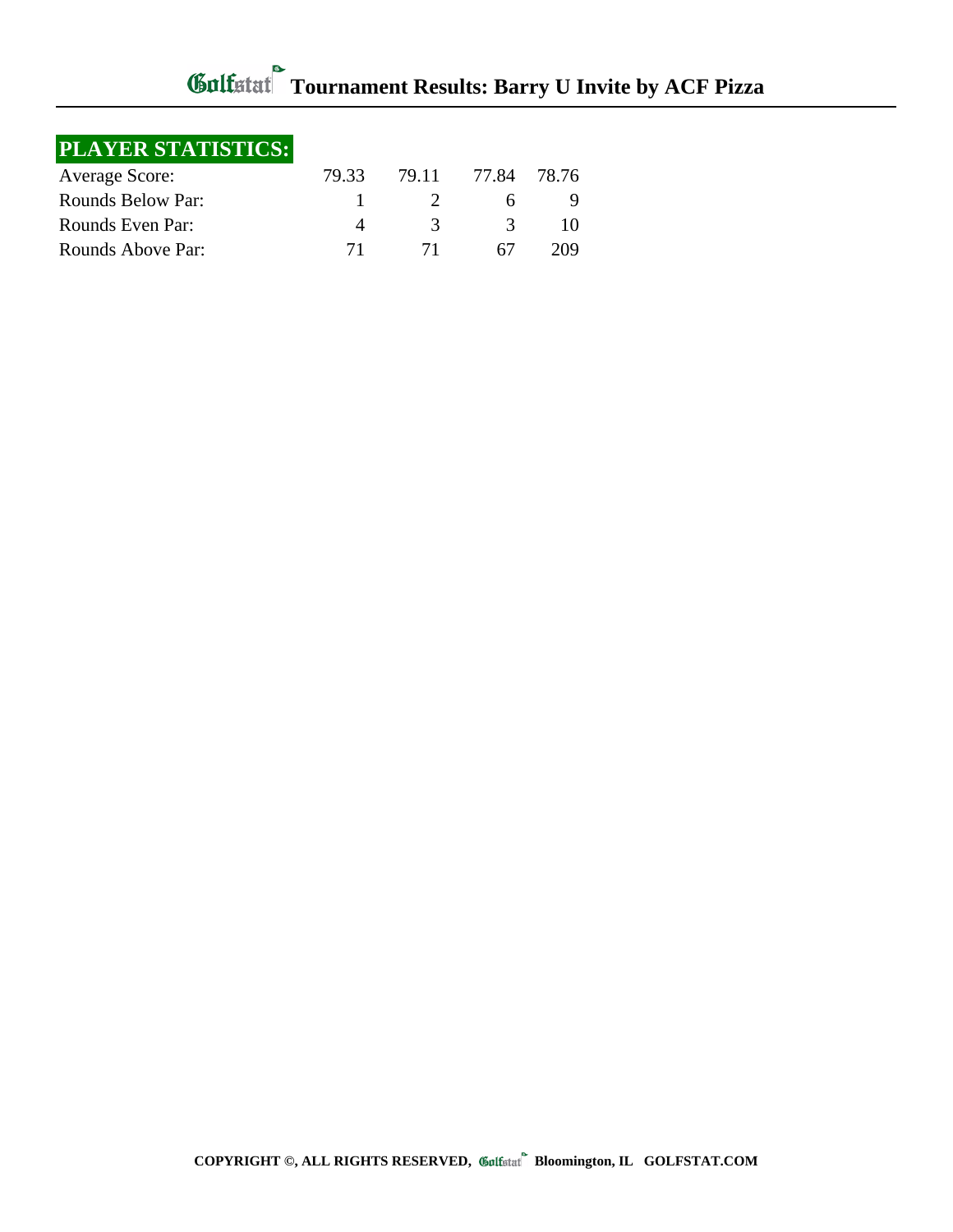# Golfstat Tournament Results: Barry U Invite by ACF Pizza

## PLAYER STATISTICS:

| | | | | |
|---|---|---|---|---|
| Average Score: | 79.33 | 79.11 | 77.84 | 78.76 |
| Rounds Below Par: | 1 | 2 | 6 | 9 |
| Rounds Even Par: | 4 | 3 | 3 | 10 |
| Rounds Above Par: | 71 | 71 | 67 | 209 |

**COPYRIGHT ©, ALL RIGHTS RESERVED, Golfstat Bloomington, IL GOLFSTAT.COM**